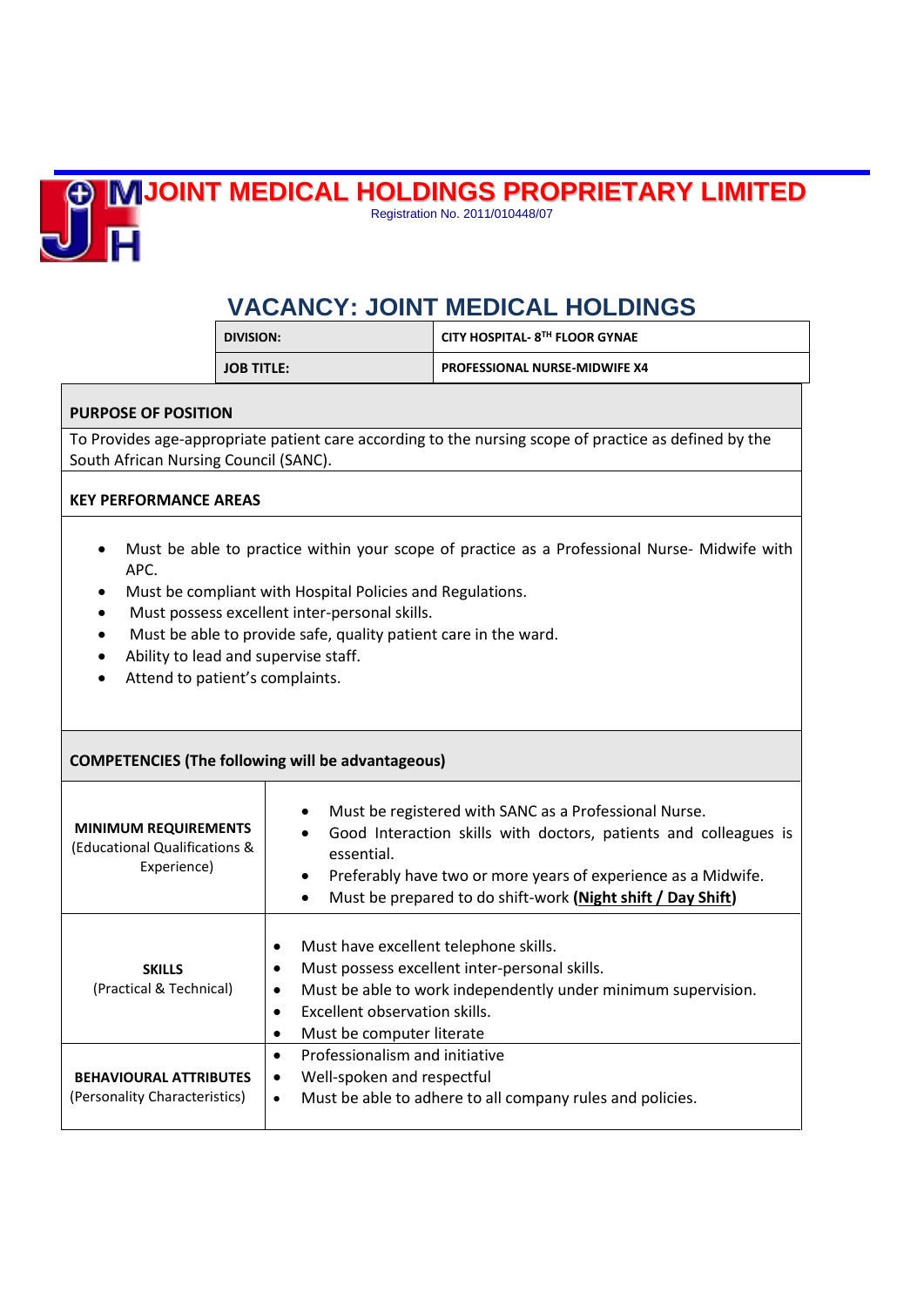# JOINT MEDICAL HOLDINGS PROPRIETARY LIMITED

Registration No. 2011/010448/07

## VACANCY: JOINT MEDICAL HOLDINGS

| DIVISION: | CITY HOSPITAL- 8TH FLOOR GYNAE |
|---|---|
| JOB TITLE: | PROFESSIONAL NURSE-MIDWIFE X4 |

**PURPOSE OF POSITION**

To Provides age-appropriate patient care according to the nursing scope of practice as defined by the South African Nursing Council (SANC).

**KEY PERFORMANCE AREAS**

- Must be able to practice within your scope of practice as a Professional Nurse- Midwife with APC.
- Must be compliant with Hospital Policies and Regulations.
- Must possess excellent inter-personal skills.
- Must be able to provide safe, quality patient care in the ward.
- Ability to lead and supervise staff.
- Attend to patient's complaints.

**COMPETENCIES (The following will be advantageous)**

| | |
|---|---|
| **MINIMUM REQUIREMENTS** (Educational Qualifications & Experience) | • Must be registered with SANC as a Professional Nurse.<br>• Good Interaction skills with doctors, patients and colleagues is essential.<br>• Preferably have two or more years of experience as a Midwife.<br>• Must be prepared to do shift-work **(Night shift / Day Shift)** |
| **SKILLS** (Practical & Technical) | • Must have excellent telephone skills.<br>• Must possess excellent inter-personal skills.<br>• Must be able to work independently under minimum supervision.<br>• Excellent observation skills.<br>• Must be computer literate |
| **BEHAVIOURAL ATTRIBUTES** (Personality Characteristics) | • Professionalism and initiative<br>• Well-spoken and respectful<br>• Must be able to adhere to all company rules and policies. |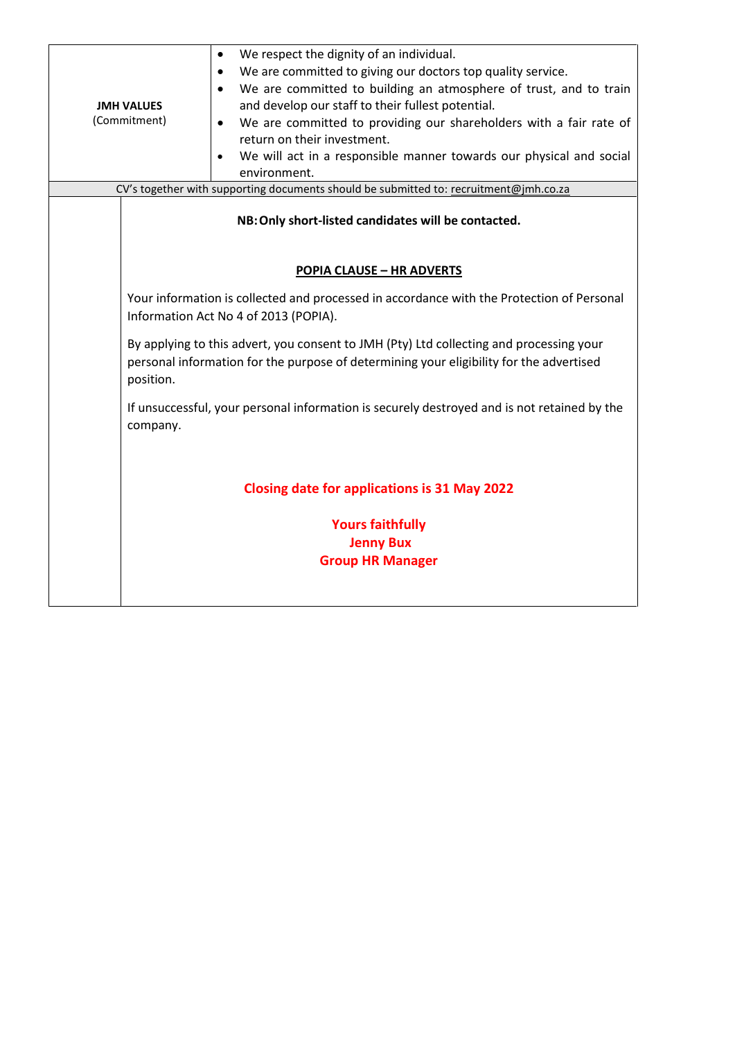| | |
|---|---|
| **JMH VALUES** (Commitment) | • We respect the dignity of an individual.<br>• We are committed to giving our doctors top quality service.<br>• We are committed to building an atmosphere of trust, and to train and develop our staff to their fullest potential.<br>• We are committed to providing our shareholders with a fair rate of return on their investment.<br>• We will act in a responsible manner towards our physical and social environment. |

CV's together with supporting documents should be submitted to: recruitment@jmh.co.za

**NB: Only short-listed candidates will be contacted.**

**POPIA CLAUSE – HR ADVERTS**

Your information is collected and processed in accordance with the Protection of Personal Information Act No 4 of 2013 (POPIA).

By applying to this advert, you consent to JMH (Pty) Ltd collecting and processing your personal information for the purpose of determining your eligibility for the advertised position.

If unsuccessful, your personal information is securely destroyed and is not retained by the company.

**Closing date for applications is 31 May 2022**

**Yours faithfully**
**Jenny Bux**
**Group HR Manager**